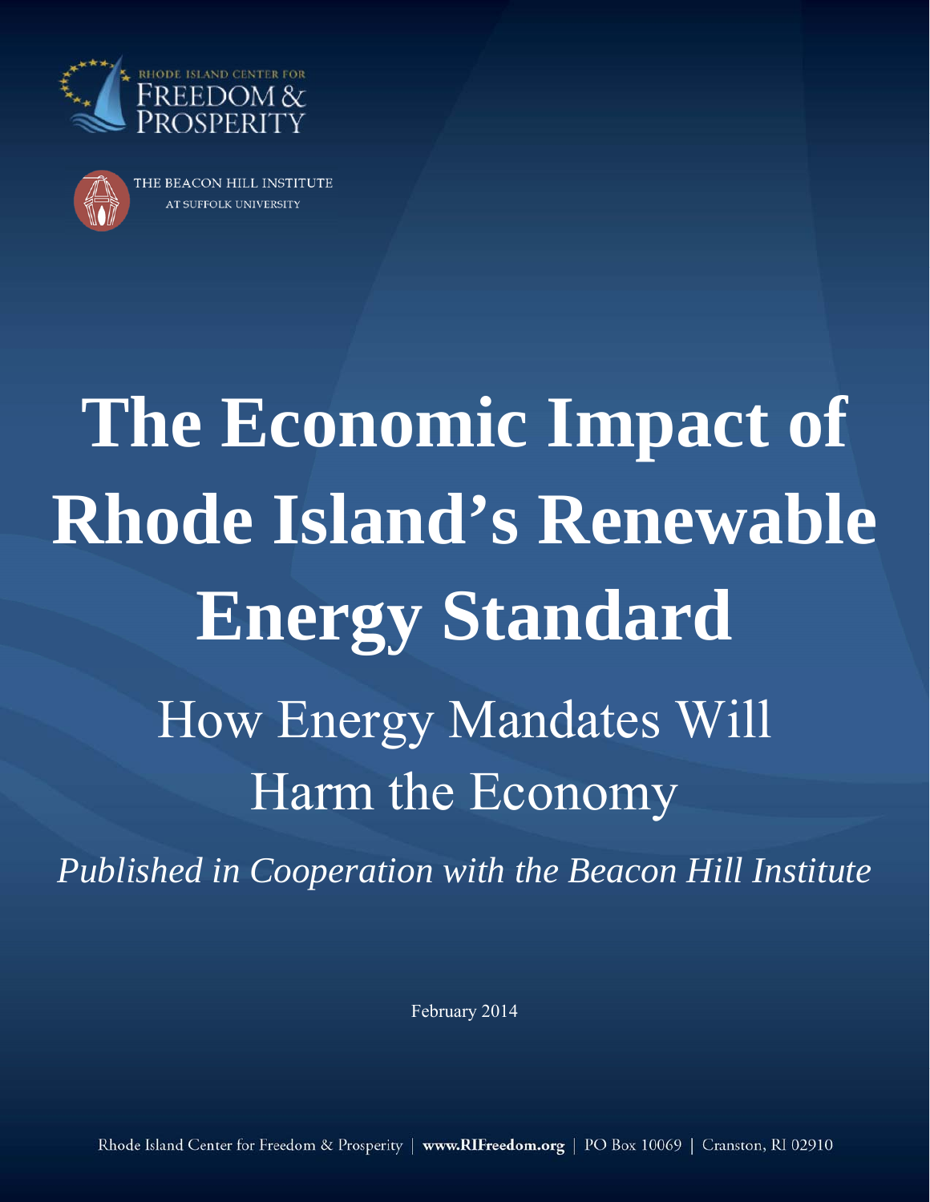RHODE ISLAND CENTER FOR FREEDOM & PROSPERITY

THE BEACON HILL INSTITUTE AT SUFFOLK UNIVERSITY

# The Economic Impact of Rhode Island's Renewable Energy Standard

## How Energy Mandates Will Harm the Economy

*Published in Cooperation with the Beacon Hill Institute*

February 2014

Rhode Island Center for Freedom & Prosperity | **www.RIFreedom.org** | PO Box 10069 | Cranston, RI 02910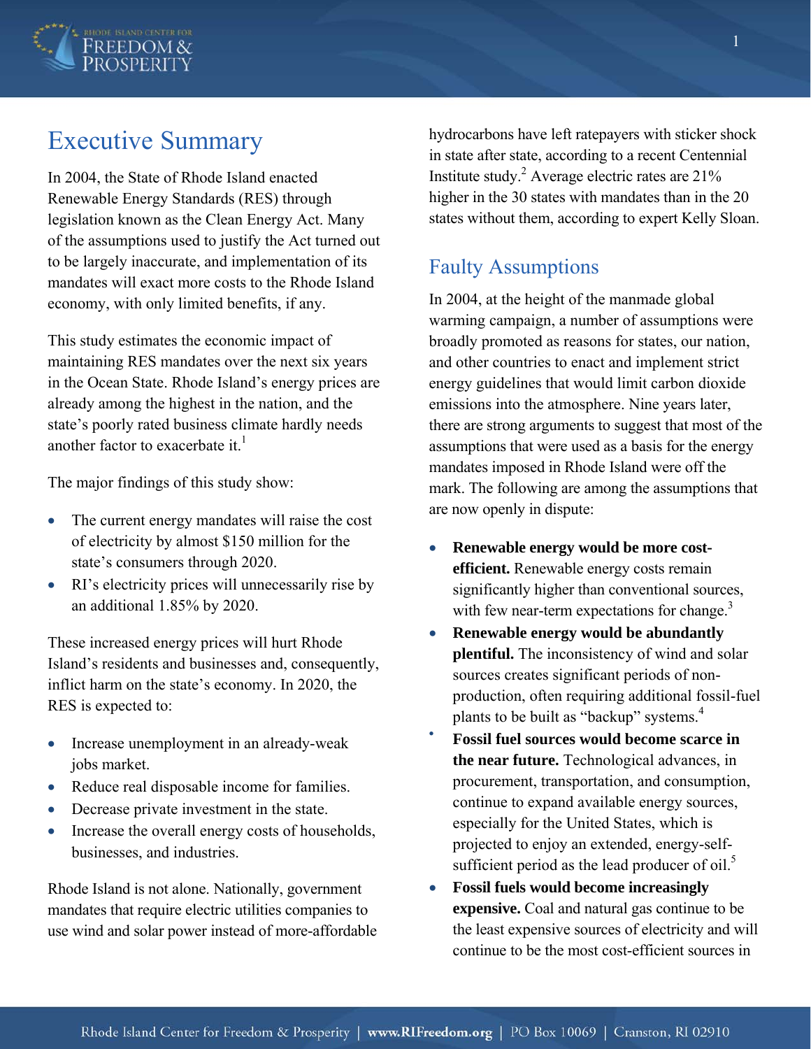## Executive Summary

In 2004, the State of Rhode Island enacted Renewable Energy Standards (RES) through legislation known as the Clean Energy Act. Many of the assumptions used to justify the Act turned out to be largely inaccurate, and implementation of its mandates will exact more costs to the Rhode Island economy, with only limited benefits, if any.

This study estimates the economic impact of maintaining RES mandates over the next six years in the Ocean State. Rhode Island's energy prices are already among the highest in the nation, and the state's poorly rated business climate hardly needs another factor to exacerbate it.[1]

The major findings of this study show:

- The current energy mandates will raise the cost of electricity by almost $150 million for the state's consumers through 2020.
- RI's electricity prices will unnecessarily rise by an additional 1.85% by 2020.

These increased energy prices will hurt Rhode Island's residents and businesses and, consequently, inflict harm on the state's economy. In 2020, the RES is expected to:

- Increase unemployment in an already-weak jobs market.
- Reduce real disposable income for families.
- Decrease private investment in the state.
- Increase the overall energy costs of households, businesses, and industries.

Rhode Island is not alone. Nationally, government mandates that require electric utilities companies to use wind and solar power instead of more-affordable hydrocarbons have left ratepayers with sticker shock in state after state, according to a recent Centennial Institute study.[2] Average electric rates are 21% higher in the 30 states with mandates than in the 20 states without them, according to expert Kelly Sloan.

### Faulty Assumptions

In 2004, at the height of the manmade global warming campaign, a number of assumptions were broadly promoted as reasons for states, our nation, and other countries to enact and implement strict energy guidelines that would limit carbon dioxide emissions into the atmosphere. Nine years later, there are strong arguments to suggest that most of the assumptions that were used as a basis for the energy mandates imposed in Rhode Island were off the mark. The following are among the assumptions that are now openly in dispute:

- **Renewable energy would be more cost-efficient.** Renewable energy costs remain significantly higher than conventional sources, with few near-term expectations for change.[3]
- **Renewable energy would be abundantly plentiful.** The inconsistency of wind and solar sources creates significant periods of non-production, often requiring additional fossil-fuel plants to be built as "backup" systems.[4]
- **Fossil fuel sources would become scarce in the near future.** Technological advances, in procurement, transportation, and consumption, continue to expand available energy sources, especially for the United States, which is projected to enjoy an extended, energy-self-sufficient period as the lead producer of oil.[5]
- **Fossil fuels would become increasingly expensive.** Coal and natural gas continue to be the least expensive sources of electricity and will continue to be the most cost-efficient sources in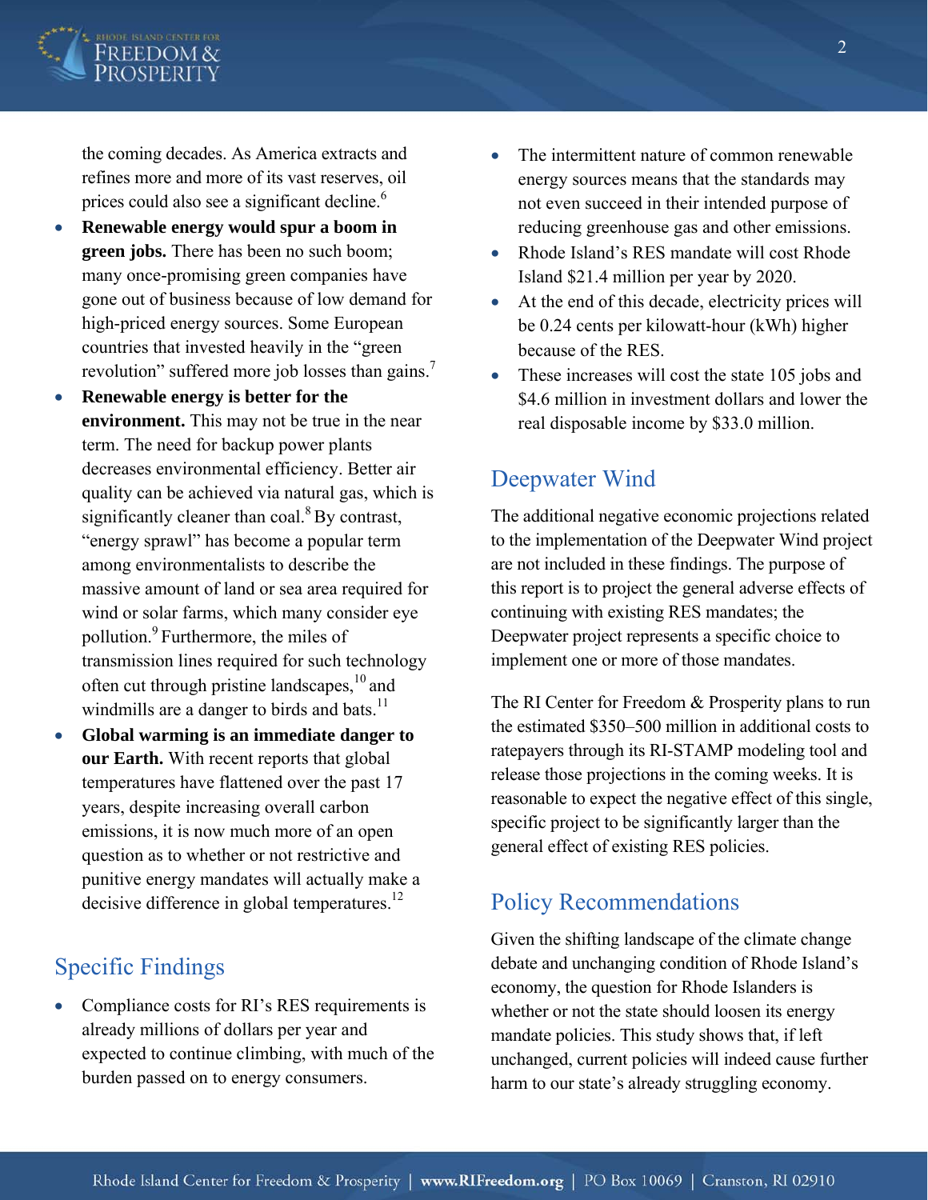the coming decades. As America extracts and refines more and more of its vast reserves, oil prices could also see a significant decline.[6]

- **Renewable energy would spur a boom in green jobs.** There has been no such boom; many once-promising green companies have gone out of business because of low demand for high-priced energy sources. Some European countries that invested heavily in the "green revolution" suffered more job losses than gains.[7]
- **Renewable energy is better for the environment.** This may not be true in the near term. The need for backup power plants decreases environmental efficiency. Better air quality can be achieved via natural gas, which is significantly cleaner than coal.[8] By contrast, "energy sprawl" has become a popular term among environmentalists to describe the massive amount of land or sea area required for wind or solar farms, which many consider eye pollution.[9] Furthermore, the miles of transmission lines required for such technology often cut through pristine landscapes,[10] and windmills are a danger to birds and bats.[11]
- **Global warming is an immediate danger to our Earth.** With recent reports that global temperatures have flattened over the past 17 years, despite increasing overall carbon emissions, it is now much more of an open question as to whether or not restrictive and punitive energy mandates will actually make a decisive difference in global temperatures.[12]

## Specific Findings

- Compliance costs for RI's RES requirements is already millions of dollars per year and expected to continue climbing, with much of the burden passed on to energy consumers.
- The intermittent nature of common renewable energy sources means that the standards may not even succeed in their intended purpose of reducing greenhouse gas and other emissions.
- Rhode Island's RES mandate will cost Rhode Island $21.4 million per year by 2020.
- At the end of this decade, electricity prices will be 0.24 cents per kilowatt-hour (kWh) higher because of the RES.
- These increases will cost the state 105 jobs and $4.6 million in investment dollars and lower the real disposable income by $33.0 million.

## Deepwater Wind

The additional negative economic projections related to the implementation of the Deepwater Wind project are not included in these findings. The purpose of this report is to project the general adverse effects of continuing with existing RES mandates; the Deepwater project represents a specific choice to implement one or more of those mandates.

The RI Center for Freedom & Prosperity plans to run the estimated $350–500 million in additional costs to ratepayers through its RI-STAMP modeling tool and release those projections in the coming weeks. It is reasonable to expect the negative effect of this single, specific project to be significantly larger than the general effect of existing RES policies.

## Policy Recommendations

Given the shifting landscape of the climate change debate and unchanging condition of Rhode Island's economy, the question for Rhode Islanders is whether or not the state should loosen its energy mandate policies. This study shows that, if left unchanged, current policies will indeed cause further harm to our state's already struggling economy.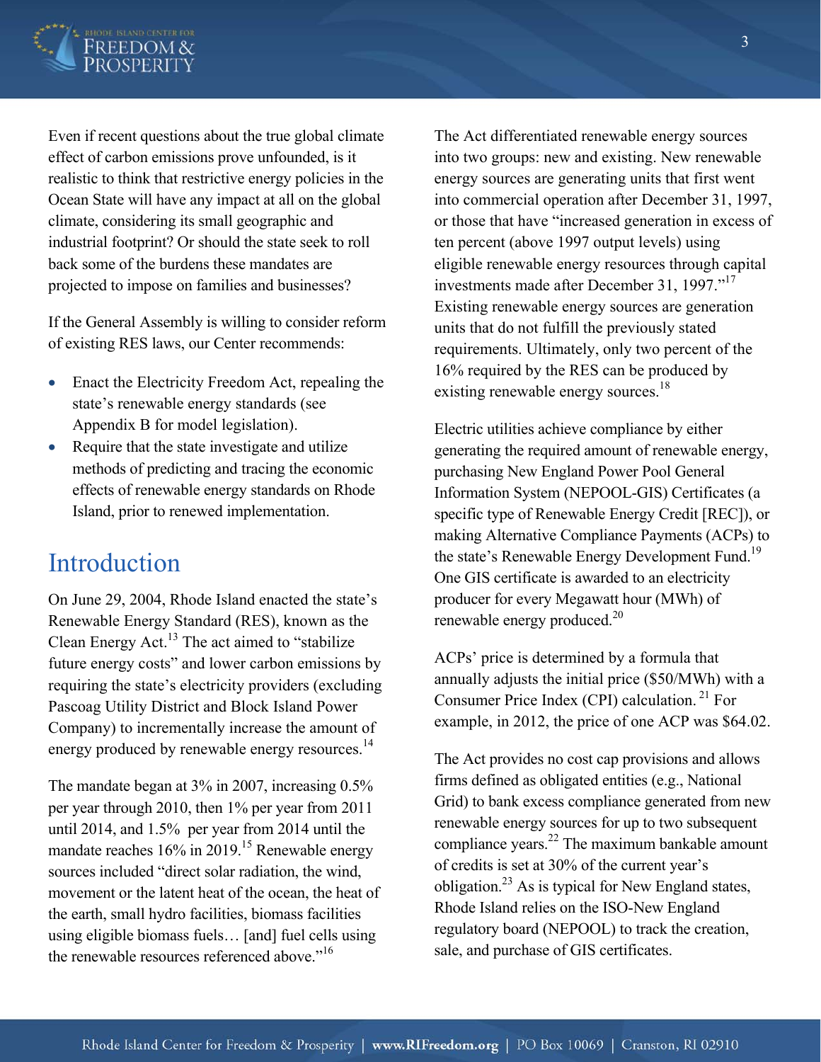Even if recent questions about the true global climate effect of carbon emissions prove unfounded, is it realistic to think that restrictive energy policies in the Ocean State will have any impact at all on the global climate, considering its small geographic and industrial footprint? Or should the state seek to roll back some of the burdens these mandates are projected to impose on families and businesses?

If the General Assembly is willing to consider reform of existing RES laws, our Center recommends:

- Enact the Electricity Freedom Act, repealing the state's renewable energy standards (see Appendix B for model legislation).
- Require that the state investigate and utilize methods of predicting and tracing the economic effects of renewable energy standards on Rhode Island, prior to renewed implementation.

## Introduction

On June 29, 2004, Rhode Island enacted the state's Renewable Energy Standard (RES), known as the Clean Energy Act.[13] The act aimed to "stabilize future energy costs" and lower carbon emissions by requiring the state's electricity providers (excluding Pascoag Utility District and Block Island Power Company) to incrementally increase the amount of energy produced by renewable energy resources.[14]

The mandate began at 3% in 2007, increasing 0.5% per year through 2010, then 1% per year from 2011 until 2014, and 1.5% per year from 2014 until the mandate reaches 16% in 2019.[15] Renewable energy sources included "direct solar radiation, the wind, movement or the latent heat of the ocean, the heat of the earth, small hydro facilities, biomass facilities using eligible biomass fuels… [and] fuel cells using the renewable resources referenced above."[16]

The Act differentiated renewable energy sources into two groups: new and existing. New renewable energy sources are generating units that first went into commercial operation after December 31, 1997, or those that have "increased generation in excess of ten percent (above 1997 output levels) using eligible renewable energy resources through capital investments made after December 31, 1997."[17] Existing renewable energy sources are generation units that do not fulfill the previously stated requirements. Ultimately, only two percent of the 16% required by the RES can be produced by existing renewable energy sources.[18]

Electric utilities achieve compliance by either generating the required amount of renewable energy, purchasing New England Power Pool General Information System (NEPOOL-GIS) Certificates (a specific type of Renewable Energy Credit [REC]), or making Alternative Compliance Payments (ACPs) to the state's Renewable Energy Development Fund.[19] One GIS certificate is awarded to an electricity producer for every Megawatt hour (MWh) of renewable energy produced.[20]

ACPs' price is determined by a formula that annually adjusts the initial price ($50/MWh) with a Consumer Price Index (CPI) calculation.[21] For example, in 2012, the price of one ACP was $64.02.

The Act provides no cost cap provisions and allows firms defined as obligated entities (e.g., National Grid) to bank excess compliance generated from new renewable energy sources for up to two subsequent compliance years.[22] The maximum bankable amount of credits is set at 30% of the current year's obligation.[23] As is typical for New England states, Rhode Island relies on the ISO-New England regulatory board (NEPOOL) to track the creation, sale, and purchase of GIS certificates.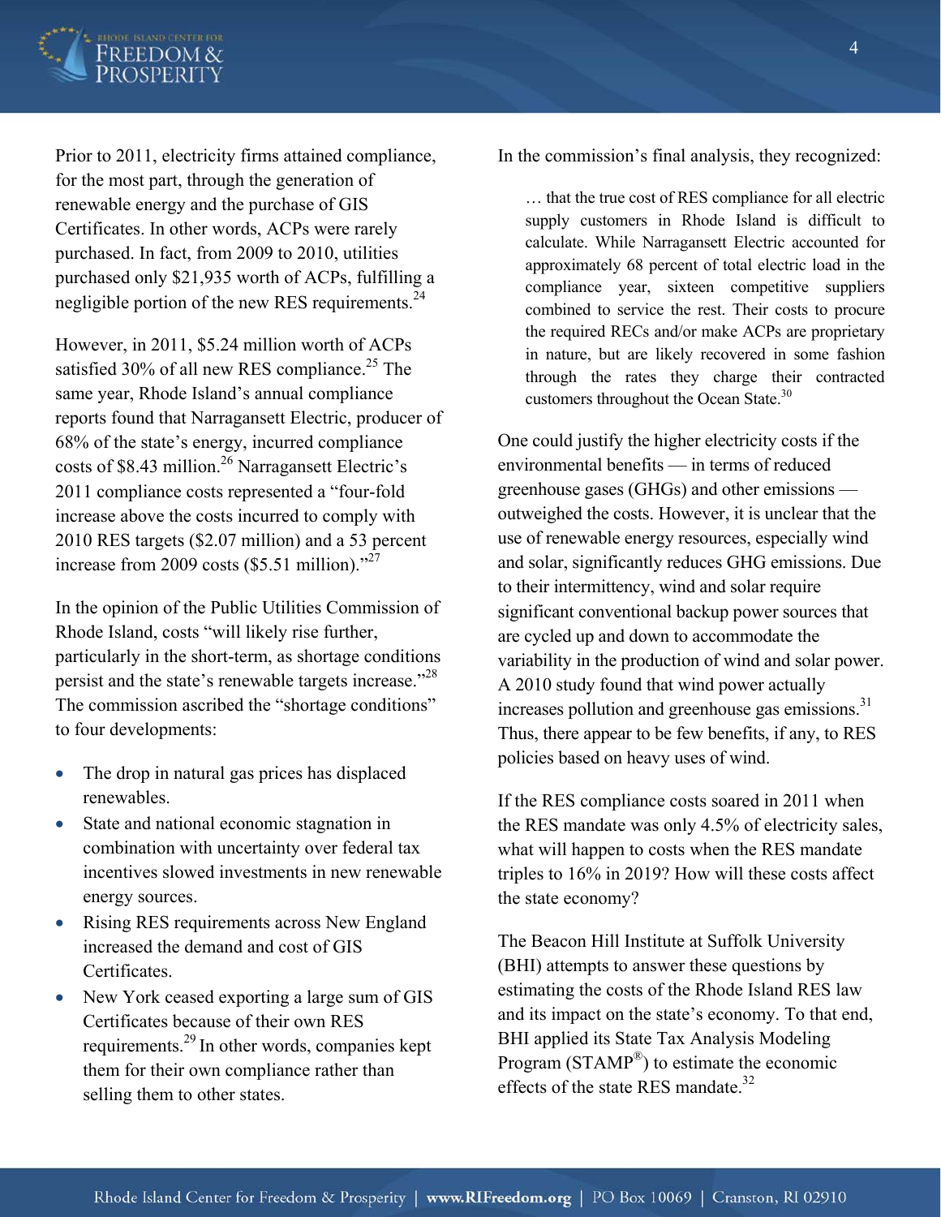Prior to 2011, electricity firms attained compliance, for the most part, through the generation of renewable energy and the purchase of GIS Certificates. In other words, ACPs were rarely purchased. In fact, from 2009 to 2010, utilities purchased only $21,935 worth of ACPs, fulfilling a negligible portion of the new RES requirements.[24]

However, in 2011, $5.24 million worth of ACPs satisfied 30% of all new RES compliance.[25] The same year, Rhode Island's annual compliance reports found that Narragansett Electric, producer of 68% of the state's energy, incurred compliance costs of $8.43 million.[26] Narragansett Electric's 2011 compliance costs represented a "four-fold increase above the costs incurred to comply with 2010 RES targets ($2.07 million) and a 53 percent increase from 2009 costs ($5.51 million)."[27]

In the opinion of the Public Utilities Commission of Rhode Island, costs "will likely rise further, particularly in the short-term, as shortage conditions persist and the state's renewable targets increase."[28] The commission ascribed the "shortage conditions" to four developments:

- The drop in natural gas prices has displaced renewables.
- State and national economic stagnation in combination with uncertainty over federal tax incentives slowed investments in new renewable energy sources.
- Rising RES requirements across New England increased the demand and cost of GIS Certificates.
- New York ceased exporting a large sum of GIS Certificates because of their own RES requirements.[29] In other words, companies kept them for their own compliance rather than selling them to other states.

In the commission's final analysis, they recognized:

> … that the true cost of RES compliance for all electric supply customers in Rhode Island is difficult to calculate. While Narragansett Electric accounted for approximately 68 percent of total electric load in the compliance year, sixteen competitive suppliers combined to service the rest. Their costs to procure the required RECs and/or make ACPs are proprietary in nature, but are likely recovered in some fashion through the rates they charge their contracted customers throughout the Ocean State.[30]

One could justify the higher electricity costs if the environmental benefits — in terms of reduced greenhouse gases (GHGs) and other emissions — outweighed the costs. However, it is unclear that the use of renewable energy resources, especially wind and solar, significantly reduces GHG emissions. Due to their intermittency, wind and solar require significant conventional backup power sources that are cycled up and down to accommodate the variability in the production of wind and solar power. A 2010 study found that wind power actually increases pollution and greenhouse gas emissions.[31] Thus, there appear to be few benefits, if any, to RES policies based on heavy uses of wind.

If the RES compliance costs soared in 2011 when the RES mandate was only 4.5% of electricity sales, what will happen to costs when the RES mandate triples to 16% in 2019? How will these costs affect the state economy?

The Beacon Hill Institute at Suffolk University (BHI) attempts to answer these questions by estimating the costs of the Rhode Island RES law and its impact on the state's economy. To that end, BHI applied its State Tax Analysis Modeling Program (STAMP®) to estimate the economic effects of the state RES mandate.[32]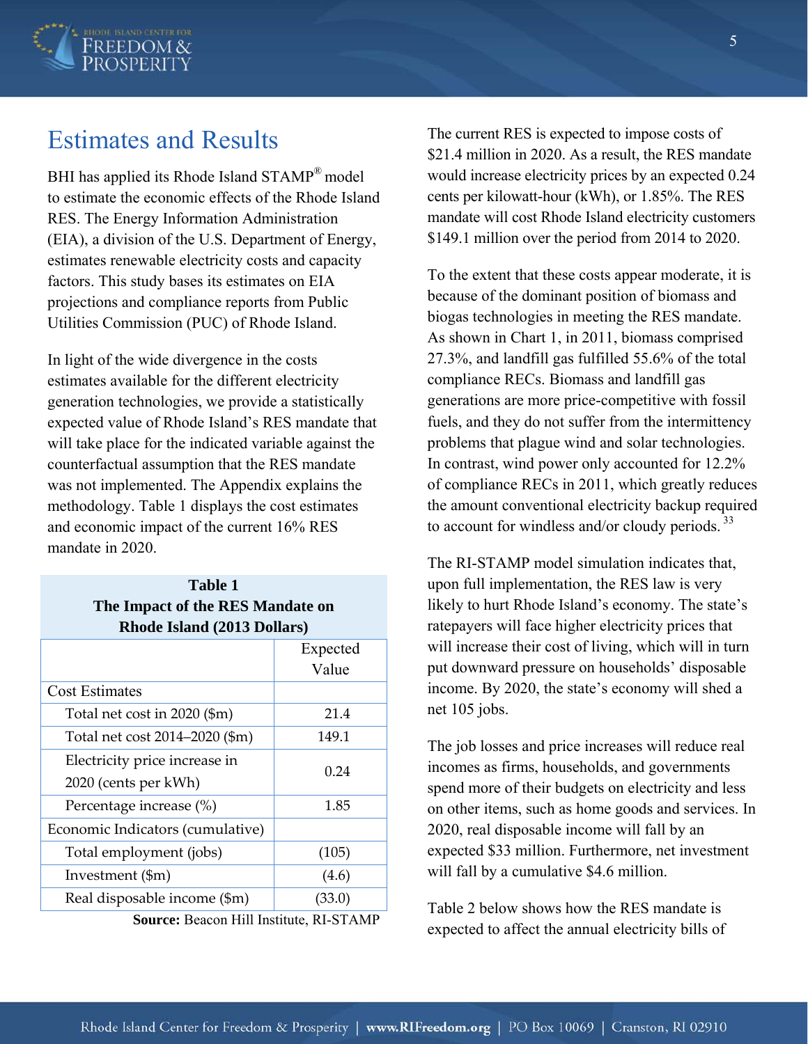## Estimates and Results

BHI has applied its Rhode Island STAMP® model to estimate the economic effects of the Rhode Island RES. The Energy Information Administration (EIA), a division of the U.S. Department of Energy, estimates renewable electricity costs and capacity factors. This study bases its estimates on EIA projections and compliance reports from Public Utilities Commission (PUC) of Rhode Island.

In light of the wide divergence in the costs estimates available for the different electricity generation technologies, we provide a statistically expected value of Rhode Island's RES mandate that will take place for the indicated variable against the counterfactual assumption that the RES mandate was not implemented. The Appendix explains the methodology. Table 1 displays the cost estimates and economic impact of the current 16% RES mandate in 2020.

**Table 1**
**The Impact of the RES Mandate on Rhode Island (2013 Dollars)**

| | Expected Value |
|---|---|
| Cost Estimates | |
| Total net cost in 2020 ($m) | 21.4 |
| Total net cost 2014–2020 ($m) | 149.1 |
| Electricity price increase in 2020 (cents per kWh) | 0.24 |
| Percentage increase (%) | 1.85 |
| Economic Indicators (cumulative) | |
| Total employment (jobs) | (105) |
| Investment ($m) | (4.6) |
| Real disposable income ($m) | (33.0) |

**Source:** Beacon Hill Institute, RI-STAMP

The current RES is expected to impose costs of $21.4 million in 2020. As a result, the RES mandate would increase electricity prices by an expected 0.24 cents per kilowatt-hour (kWh), or 1.85%. The RES mandate will cost Rhode Island electricity customers $149.1 million over the period from 2014 to 2020.

To the extent that these costs appear moderate, it is because of the dominant position of biomass and biogas technologies in meeting the RES mandate. As shown in Chart 1, in 2011, biomass comprised 27.3%, and landfill gas fulfilled 55.6% of the total compliance RECs. Biomass and landfill gas generations are more price-competitive with fossil fuels, and they do not suffer from the intermittency problems that plague wind and solar technologies. In contrast, wind power only accounted for 12.2% of compliance RECs in 2011, which greatly reduces the amount conventional electricity backup required to account for windless and/or cloudy periods.[33]

The RI-STAMP model simulation indicates that, upon full implementation, the RES law is very likely to hurt Rhode Island's economy. The state's ratepayers will face higher electricity prices that will increase their cost of living, which will in turn put downward pressure on households' disposable income. By 2020, the state's economy will shed a net 105 jobs.

The job losses and price increases will reduce real incomes as firms, households, and governments spend more of their budgets on electricity and less on other items, such as home goods and services. In 2020, real disposable income will fall by an expected $33 million. Furthermore, net investment will fall by a cumulative $4.6 million.

Table 2 below shows how the RES mandate is expected to affect the annual electricity bills of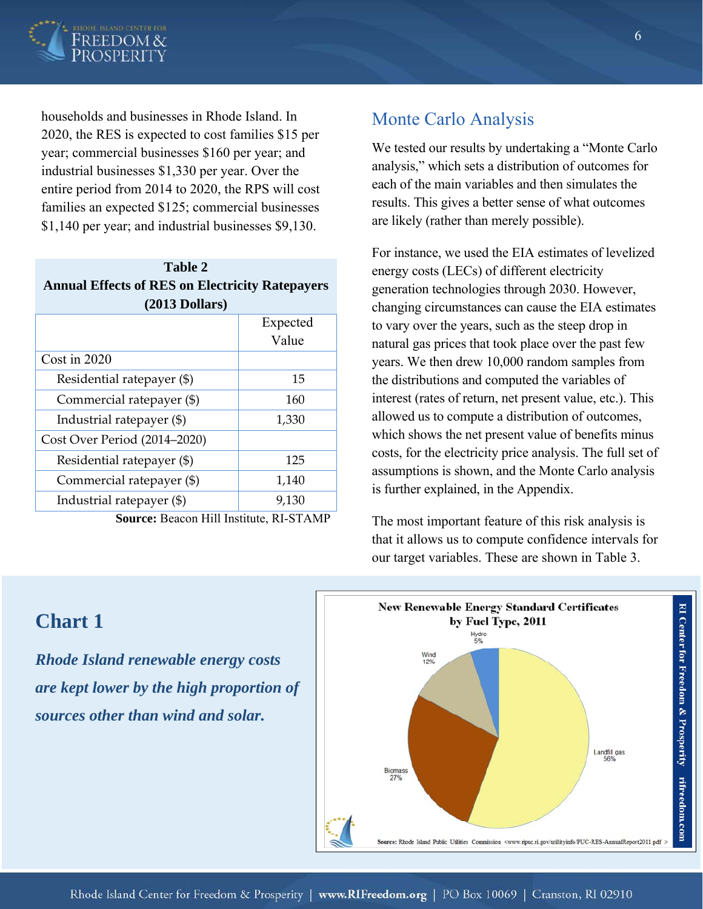households and businesses in Rhode Island. In 2020, the RES is expected to cost families $15 per year; commercial businesses $160 per year; and industrial businesses $1,330 per year. Over the entire period from 2014 to 2020, the RPS will cost families an expected $125; commercial businesses $1,140 per year; and industrial businesses $9,130.

**Table 2**
**Annual Effects of RES on Electricity Ratepayers (2013 Dollars)**

| | Expected Value |
|---|---|
| Cost in 2020 | |
| Residential ratepayer ($) | 15 |
| Commercial ratepayer ($) | 160 |
| Industrial ratepayer ($) | 1,330 |
| Cost Over Period (2014–2020) | |
| Residential ratepayer ($) | 125 |
| Commercial ratepayer ($) | 1,140 |
| Industrial ratepayer ($) | 9,130 |

**Source:** Beacon Hill Institute, RI-STAMP

## Monte Carlo Analysis

We tested our results by undertaking a "Monte Carlo analysis," which sets a distribution of outcomes for each of the main variables and then simulates the results. This gives a better sense of what outcomes are likely (rather than merely possible).

For instance, we used the EIA estimates of levelized energy costs (LECs) of different electricity generation technologies through 2030. However, changing circumstances can cause the EIA estimates to vary over the years, such as the steep drop in natural gas prices that took place over the past few years. We then drew 10,000 random samples from the distributions and computed the variables of interest (rates of return, net present value, etc.). This allowed us to compute a distribution of outcomes, which shows the net present value of benefits minus costs, for the electricity price analysis. The full set of assumptions is shown, and the Monte Carlo analysis is further explained, in the Appendix.

The most important feature of this risk analysis is that it allows us to compute confidence intervals for our target variables. These are shown in Table 3.

## Chart 1

***Rhode Island renewable energy costs are kept lower by the high proportion of sources other than wind and solar.***

New Renewable Energy Standard Certificates by Fuel Type, 2011

Hydro 5%

Wind 12%

Biomass 27%

Landfill gas 56%

Source: Rhode Island Public Utilities Commission <www.ripuc.ri.gov/utilityinfo/PUC-RES-AnnualReport2011.pdf >

RI Center for Freedom & Prosperity riFreedom.com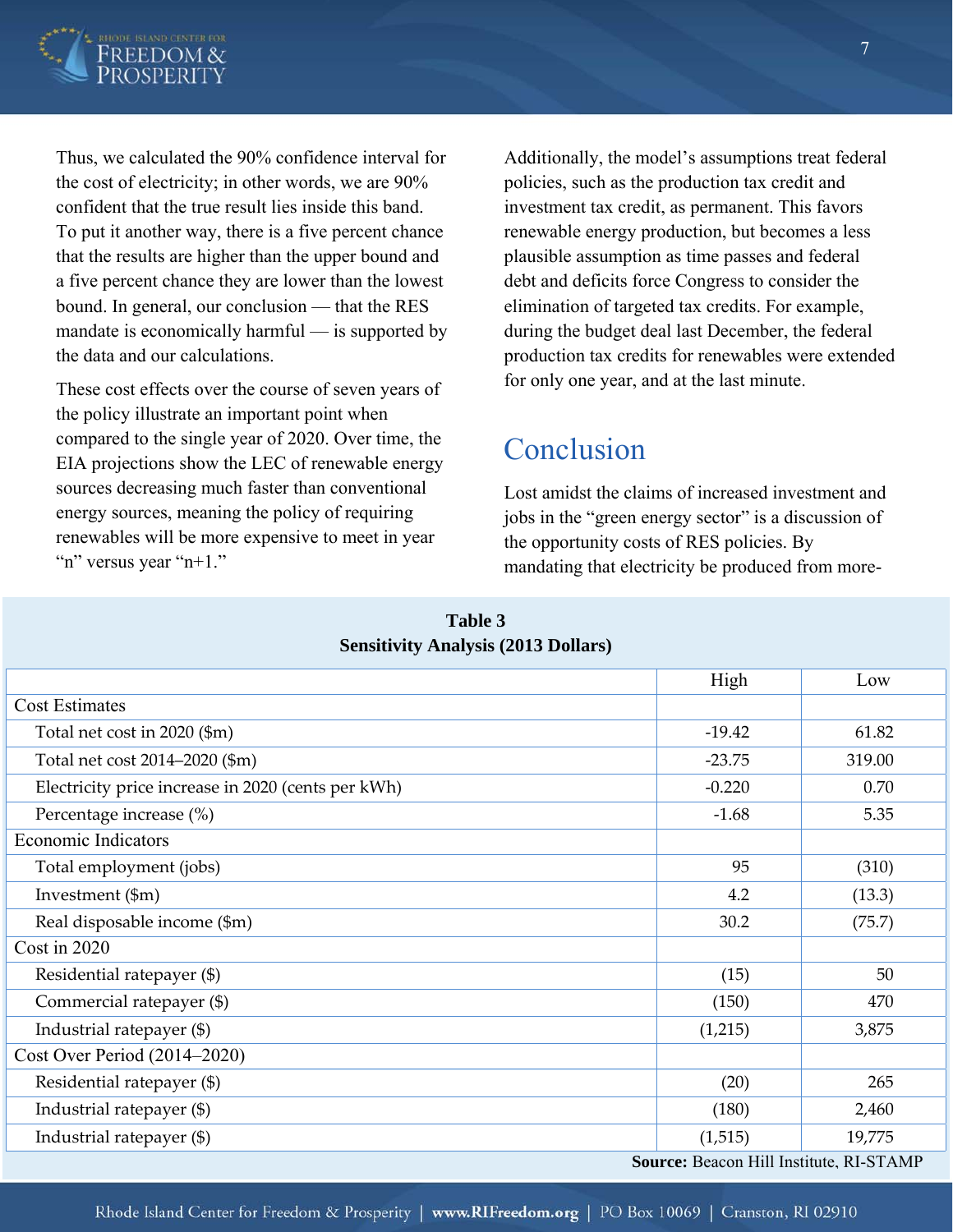Thus, we calculated the 90% confidence interval for the cost of electricity; in other words, we are 90% confident that the true result lies inside this band. To put it another way, there is a five percent chance that the results are higher than the upper bound and a five percent chance they are lower than the lowest bound. In general, our conclusion — that the RES mandate is economically harmful — is supported by the data and our calculations.

These cost effects over the course of seven years of the policy illustrate an important point when compared to the single year of 2020. Over time, the EIA projections show the LEC of renewable energy sources decreasing much faster than conventional energy sources, meaning the policy of requiring renewables will be more expensive to meet in year "n" versus year "n+1."

Additionally, the model's assumptions treat federal policies, such as the production tax credit and investment tax credit, as permanent. This favors renewable energy production, but becomes a less plausible assumption as time passes and federal debt and deficits force Congress to consider the elimination of targeted tax credits. For example, during the budget deal last December, the federal production tax credits for renewables were extended for only one year, and at the last minute.

## Conclusion

Lost amidst the claims of increased investment and jobs in the "green energy sector" is a discussion of the opportunity costs of RES policies. By mandating that electricity be produced from more-

**Table 3**
**Sensitivity Analysis (2013 Dollars)**

| | High | Low |
|---|---|---|
| Cost Estimates | | |
| Total net cost in 2020 ($m) | -19.42 | 61.82 |
| Total net cost 2014–2020 ($m) | -23.75 | 319.00 |
| Electricity price increase in 2020 (cents per kWh) | -0.220 | 0.70 |
| Percentage increase (%) | -1.68 | 5.35 |
| Economic Indicators | | |
| Total employment (jobs) | 95 | (310) |
| Investment ($m) | 4.2 | (13.3) |
| Real disposable income ($m) | 30.2 | (75.7) |
| Cost in 2020 | | |
| Residential ratepayer ($) | (15) | 50 |
| Commercial ratepayer ($) | (150) | 470 |
| Industrial ratepayer ($) | (1,215) | 3,875 |
| Cost Over Period (2014–2020) | | |
| Residential ratepayer ($) | (20) | 265 |
| Industrial ratepayer ($) | (180) | 2,460 |
| Industrial ratepayer ($) | (1,515) | 19,775 |

**Source:** Beacon Hill Institute, RI-STAMP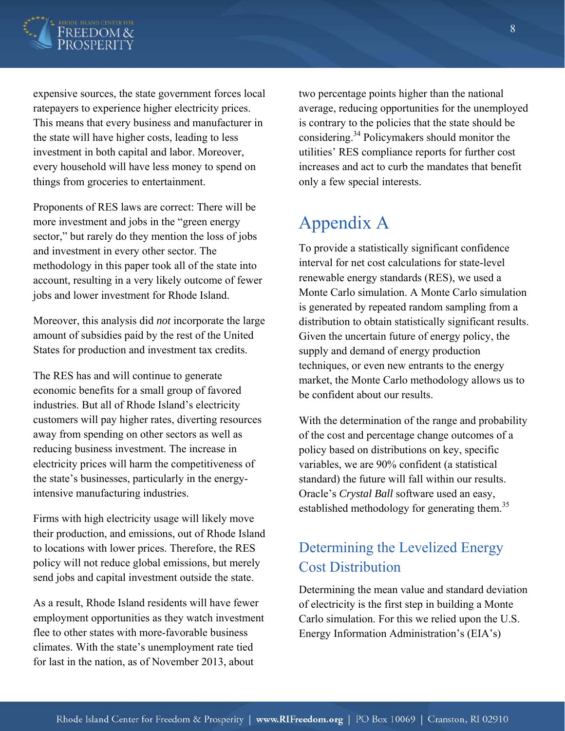expensive sources, the state government forces local ratepayers to experience higher electricity prices. This means that every business and manufacturer in the state will have higher costs, leading to less investment in both capital and labor. Moreover, every household will have less money to spend on things from groceries to entertainment.

Proponents of RES laws are correct: There will be more investment and jobs in the "green energy sector," but rarely do they mention the loss of jobs and investment in every other sector. The methodology in this paper took all of the state into account, resulting in a very likely outcome of fewer jobs and lower investment for Rhode Island.

Moreover, this analysis did *not* incorporate the large amount of subsidies paid by the rest of the United States for production and investment tax credits.

The RES has and will continue to generate economic benefits for a small group of favored industries. But all of Rhode Island's electricity customers will pay higher rates, diverting resources away from spending on other sectors as well as reducing business investment. The increase in electricity prices will harm the competitiveness of the state's businesses, particularly in the energy-intensive manufacturing industries.

Firms with high electricity usage will likely move their production, and emissions, out of Rhode Island to locations with lower prices. Therefore, the RES policy will not reduce global emissions, but merely send jobs and capital investment outside the state.

As a result, Rhode Island residents will have fewer employment opportunities as they watch investment flee to other states with more-favorable business climates. With the state's unemployment rate tied for last in the nation, as of November 2013, about two percentage points higher than the national average, reducing opportunities for the unemployed is contrary to the policies that the state should be considering.[34] Policymakers should monitor the utilities' RES compliance reports for further cost increases and act to curb the mandates that benefit only a few special interests.

# Appendix A

To provide a statistically significant confidence interval for net cost calculations for state-level renewable energy standards (RES), we used a Monte Carlo simulation. A Monte Carlo simulation is generated by repeated random sampling from a distribution to obtain statistically significant results. Given the uncertain future of energy policy, the supply and demand of energy production techniques, or even new entrants to the energy market, the Monte Carlo methodology allows us to be confident about our results.

With the determination of the range and probability of the cost and percentage change outcomes of a policy based on distributions on key, specific variables, we are 90% confident (a statistical standard) the future will fall within our results. Oracle's *Crystal Ball* software used an easy, established methodology for generating them.[35]

## Determining the Levelized Energy Cost Distribution

Determining the mean value and standard deviation of electricity is the first step in building a Monte Carlo simulation. For this we relied upon the U.S. Energy Information Administration's (EIA's)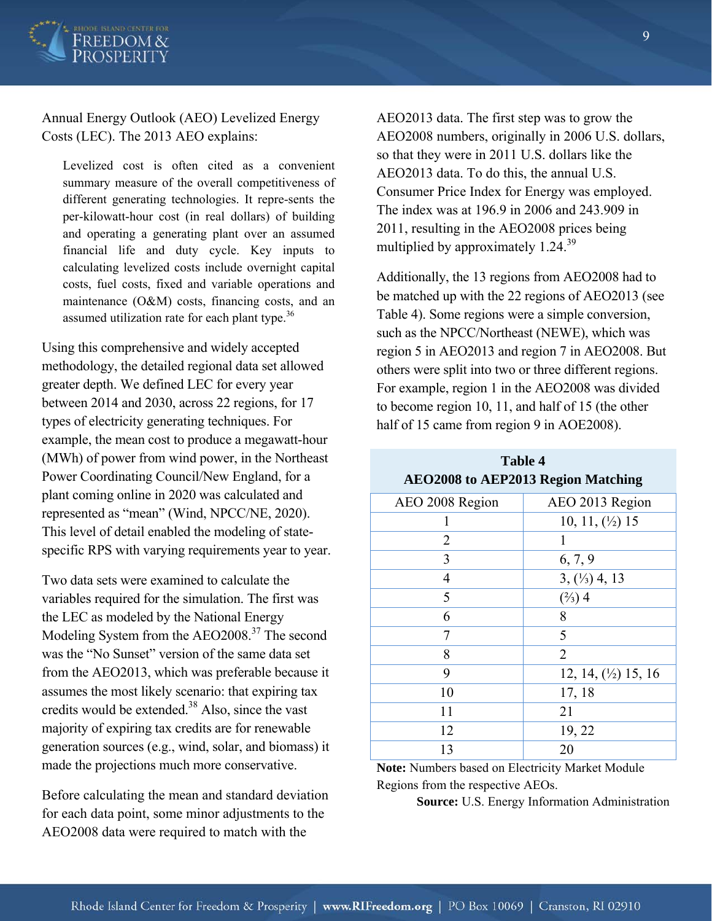Annual Energy Outlook (AEO) Levelized Energy Costs (LEC). The 2013 AEO explains:

> Levelized cost is often cited as a convenient summary measure of the overall competitiveness of different generating technologies. It repre-sents the per-kilowatt-hour cost (in real dollars) of building and operating a generating plant over an assumed financial life and duty cycle. Key inputs to calculating levelized costs include overnight capital costs, fuel costs, fixed and variable operations and maintenance (O&M) costs, financing costs, and an assumed utilization rate for each plant type.[36]

Using this comprehensive and widely accepted methodology, the detailed regional data set allowed greater depth. We defined LEC for every year between 2014 and 2030, across 22 regions, for 17 types of electricity generating techniques. For example, the mean cost to produce a megawatt-hour (MWh) of power from wind power, in the Northeast Power Coordinating Council/New England, for a plant coming online in 2020 was calculated and represented as "mean" (Wind, NPCC/NE, 2020). This level of detail enabled the modeling of state-specific RPS with varying requirements year to year.

Two data sets were examined to calculate the variables required for the simulation. The first was the LEC as modeled by the National Energy Modeling System from the AEO2008.[37] The second was the "No Sunset" version of the same data set from the AEO2013, which was preferable because it assumes the most likely scenario: that expiring tax credits would be extended.[38] Also, since the vast majority of expiring tax credits are for renewable generation sources (e.g., wind, solar, and biomass) it made the projections much more conservative.

Before calculating the mean and standard deviation for each data point, some minor adjustments to the AEO2008 data were required to match with the AEO2013 data. The first step was to grow the AEO2008 numbers, originally in 2006 U.S. dollars, so that they were in 2011 U.S. dollars like the AEO2013 data. To do this, the annual U.S. Consumer Price Index for Energy was employed. The index was at 196.9 in 2006 and 243.909 in 2011, resulting in the AEO2008 prices being multiplied by approximately 1.24.[39]

Additionally, the 13 regions from AEO2008 had to be matched up with the 22 regions of AEO2013 (see Table 4). Some regions were a simple conversion, such as the NPCC/Northeast (NEWE), which was region 5 in AEO2013 and region 7 in AEO2008. But others were split into two or three different regions. For example, region 1 in the AEO2008 was divided to become region 10, 11, and half of 15 (the other half of 15 came from region 9 in AOE2008).

**Table 4**
**AEO2008 to AEP2013 Region Matching**

| AEO 2008 Region | AEO 2013 Region |
|---|---|
| 1 | 10, 11, (½) 15 |
| 2 | 1 |
| 3 | 6, 7, 9 |
| 4 | 3, (⅓) 4, 13 |
| 5 | (⅔) 4 |
| 6 | 8 |
| 7 | 5 |
| 8 | 2 |
| 9 | 12, 14, (½) 15, 16 |
| 10 | 17, 18 |
| 11 | 21 |
| 12 | 19, 22 |
| 13 | 20 |

**Note:** Numbers based on Electricity Market Module Regions from the respective AEOs.

**Source:** U.S. Energy Information Administration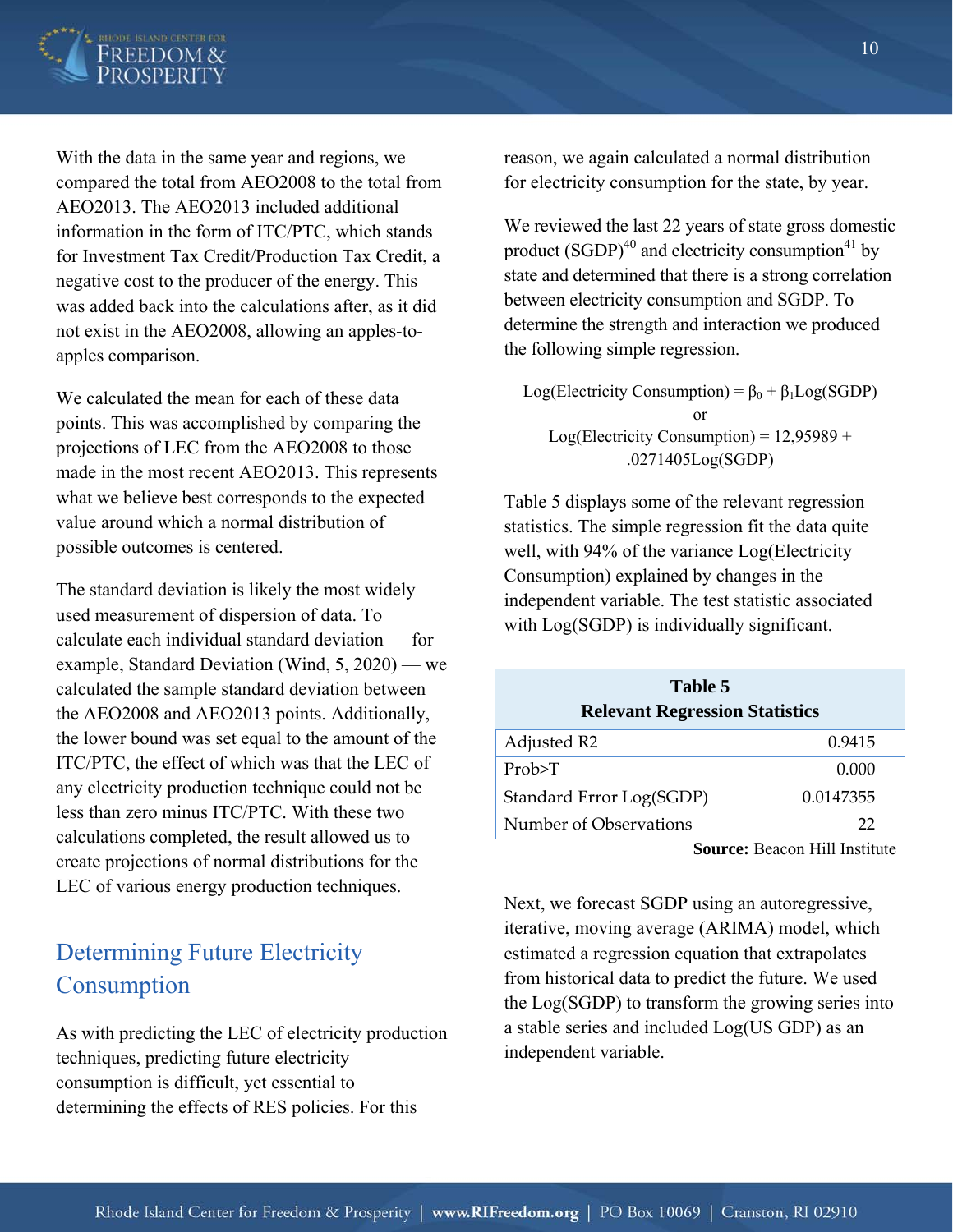With the data in the same year and regions, we compared the total from AEO2008 to the total from AEO2013. The AEO2013 included additional information in the form of ITC/PTC, which stands for Investment Tax Credit/Production Tax Credit, a negative cost to the producer of the energy. This was added back into the calculations after, as it did not exist in the AEO2008, allowing an apples-to-apples comparison.

We calculated the mean for each of these data points. This was accomplished by comparing the projections of LEC from the AEO2008 to those made in the most recent AEO2013. This represents what we believe best corresponds to the expected value around which a normal distribution of possible outcomes is centered.

The standard deviation is likely the most widely used measurement of dispersion of data. To calculate each individual standard deviation — for example, Standard Deviation (Wind, 5, 2020) — we calculated the sample standard deviation between the AEO2008 and AEO2013 points. Additionally, the lower bound was set equal to the amount of the ITC/PTC, the effect of which was that the LEC of any electricity production technique could not be less than zero minus ITC/PTC. With these two calculations completed, the result allowed us to create projections of normal distributions for the LEC of various energy production techniques.

## Determining Future Electricity Consumption

As with predicting the LEC of electricity production techniques, predicting future electricity consumption is difficult, yet essential to determining the effects of RES policies. For this reason, we again calculated a normal distribution for electricity consumption for the state, by year.

We reviewed the last 22 years of state gross domestic product (SGDP)[40] and electricity consumption[41] by state and determined that there is a strong correlation between electricity consumption and SGDP. To determine the strength and interaction we produced the following simple regression.

$$\text{Log(Electricity Consumption)} = \beta_0 + \beta_1\text{Log(SGDP)}$$

or

$$\text{Log(Electricity Consumption)} = 12{,}95989 + .0271405\text{Log(SGDP)}$$

Table 5 displays some of the relevant regression statistics. The simple regression fit the data quite well, with 94% of the variance Log(Electricity Consumption) explained by changes in the independent variable. The test statistic associated with Log(SGDP) is individually significant.

**Table 5**
**Relevant Regression Statistics**

| | |
|---|---|
| Adjusted R2 | 0.9415 |
| Prob>T | 0.000 |
| Standard Error Log(SGDP) | 0.0147355 |
| Number of Observations | 22 |

**Source:** Beacon Hill Institute

Next, we forecast SGDP using an autoregressive, iterative, moving average (ARIMA) model, which estimated a regression equation that extrapolates from historical data to predict the future. We used the Log(SGDP) to transform the growing series into a stable series and included Log(US GDP) as an independent variable.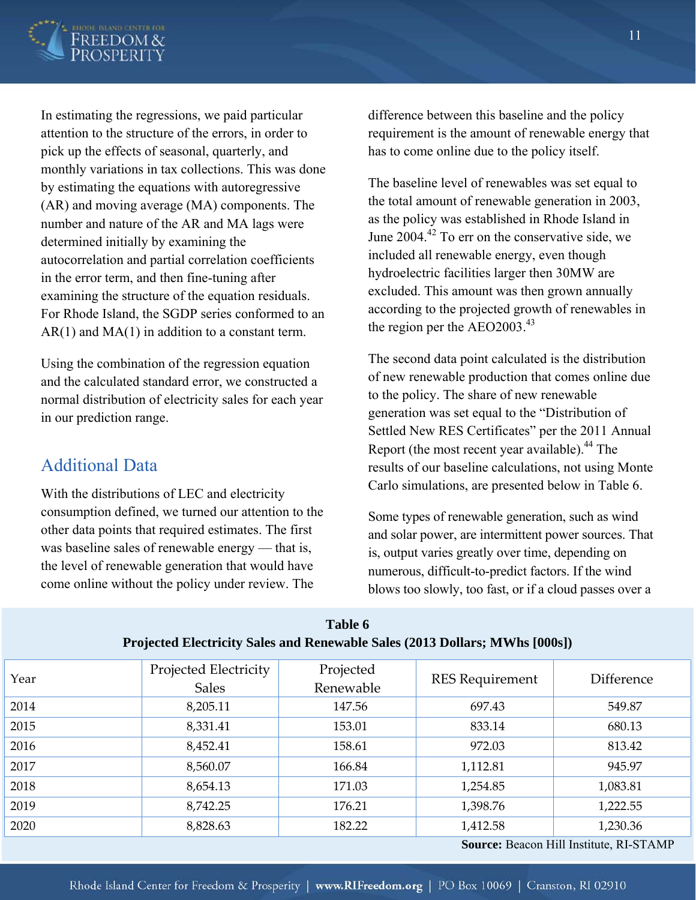In estimating the regressions, we paid particular attention to the structure of the errors, in order to pick up the effects of seasonal, quarterly, and monthly variations in tax collections. This was done by estimating the equations with autoregressive (AR) and moving average (MA) components. The number and nature of the AR and MA lags were determined initially by examining the autocorrelation and partial correlation coefficients in the error term, and then fine-tuning after examining the structure of the equation residuals. For Rhode Island, the SGDP series conformed to an AR(1) and MA(1) in addition to a constant term.

Using the combination of the regression equation and the calculated standard error, we constructed a normal distribution of electricity sales for each year in our prediction range.

## Additional Data

With the distributions of LEC and electricity consumption defined, we turned our attention to the other data points that required estimates. The first was baseline sales of renewable energy — that is, the level of renewable generation that would have come online without the policy under review. The difference between this baseline and the policy requirement is the amount of renewable energy that has to come online due to the policy itself.

The baseline level of renewables was set equal to the total amount of renewable generation in 2003, as the policy was established in Rhode Island in June 2004.[42] To err on the conservative side, we included all renewable energy, even though hydroelectric facilities larger then 30MW are excluded. This amount was then grown annually according to the projected growth of renewables in the region per the AEO2003.[43]

The second data point calculated is the distribution of new renewable production that comes online due to the policy. The share of new renewable generation was set equal to the "Distribution of Settled New RES Certificates" per the 2011 Annual Report (the most recent year available).[44] The results of our baseline calculations, not using Monte Carlo simulations, are presented below in Table 6.

Some types of renewable generation, such as wind and solar power, are intermittent power sources. That is, output varies greatly over time, depending on numerous, difficult-to-predict factors. If the wind blows too slowly, too fast, or if a cloud passes over a

**Table 6**
**Projected Electricity Sales and Renewable Sales (2013 Dollars; MWhs [000s])**

| Year | Projected Electricity Sales | Projected Renewable | RES Requirement | Difference |
|---|---|---|---|---|
| 2014 | 8,205.11 | 147.56 | 697.43 | 549.87 |
| 2015 | 8,331.41 | 153.01 | 833.14 | 680.13 |
| 2016 | 8,452.41 | 158.61 | 972.03 | 813.42 |
| 2017 | 8,560.07 | 166.84 | 1,112.81 | 945.97 |
| 2018 | 8,654.13 | 171.03 | 1,254.85 | 1,083.81 |
| 2019 | 8,742.25 | 176.21 | 1,398.76 | 1,222.55 |
| 2020 | 8,828.63 | 182.22 | 1,412.58 | 1,230.36 |

**Source:** Beacon Hill Institute, RI-STAMP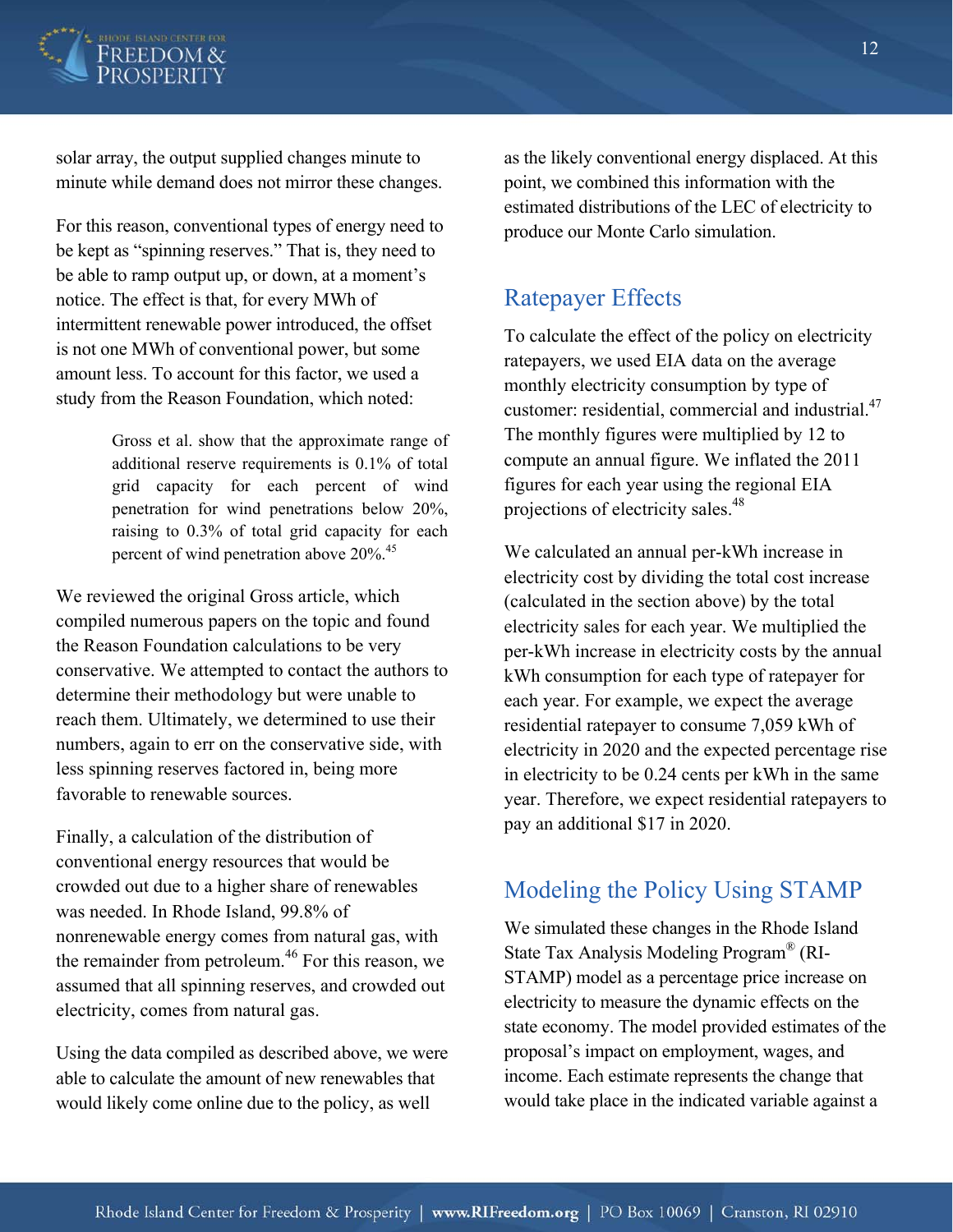solar array, the output supplied changes minute to minute while demand does not mirror these changes.

For this reason, conventional types of energy need to be kept as "spinning reserves." That is, they need to be able to ramp output up, or down, at a moment's notice. The effect is that, for every MWh of intermittent renewable power introduced, the offset is not one MWh of conventional power, but some amount less. To account for this factor, we used a study from the Reason Foundation, which noted:

> Gross et al. show that the approximate range of additional reserve requirements is 0.1% of total grid capacity for each percent of wind penetration for wind penetrations below 20%, raising to 0.3% of total grid capacity for each percent of wind penetration above 20%.[45]

We reviewed the original Gross article, which compiled numerous papers on the topic and found the Reason Foundation calculations to be very conservative. We attempted to contact the authors to determine their methodology but were unable to reach them. Ultimately, we determined to use their numbers, again to err on the conservative side, with less spinning reserves factored in, being more favorable to renewable sources.

Finally, a calculation of the distribution of conventional energy resources that would be crowded out due to a higher share of renewables was needed. In Rhode Island, 99.8% of nonrenewable energy comes from natural gas, with the remainder from petroleum.[46] For this reason, we assumed that all spinning reserves, and crowded out electricity, comes from natural gas.

Using the data compiled as described above, we were able to calculate the amount of new renewables that would likely come online due to the policy, as well as the likely conventional energy displaced. At this point, we combined this information with the estimated distributions of the LEC of electricity to produce our Monte Carlo simulation.

## Ratepayer Effects

To calculate the effect of the policy on electricity ratepayers, we used EIA data on the average monthly electricity consumption by type of customer: residential, commercial and industrial.[47] The monthly figures were multiplied by 12 to compute an annual figure. We inflated the 2011 figures for each year using the regional EIA projections of electricity sales.[48]

We calculated an annual per-kWh increase in electricity cost by dividing the total cost increase (calculated in the section above) by the total electricity sales for each year. We multiplied the per-kWh increase in electricity costs by the annual kWh consumption for each type of ratepayer for each year. For example, we expect the average residential ratepayer to consume 7,059 kWh of electricity in 2020 and the expected percentage rise in electricity to be 0.24 cents per kWh in the same year. Therefore, we expect residential ratepayers to pay an additional $17 in 2020.

## Modeling the Policy Using STAMP

We simulated these changes in the Rhode Island State Tax Analysis Modeling Program® (RI-STAMP) model as a percentage price increase on electricity to measure the dynamic effects on the state economy. The model provided estimates of the proposal's impact on employment, wages, and income. Each estimate represents the change that would take place in the indicated variable against a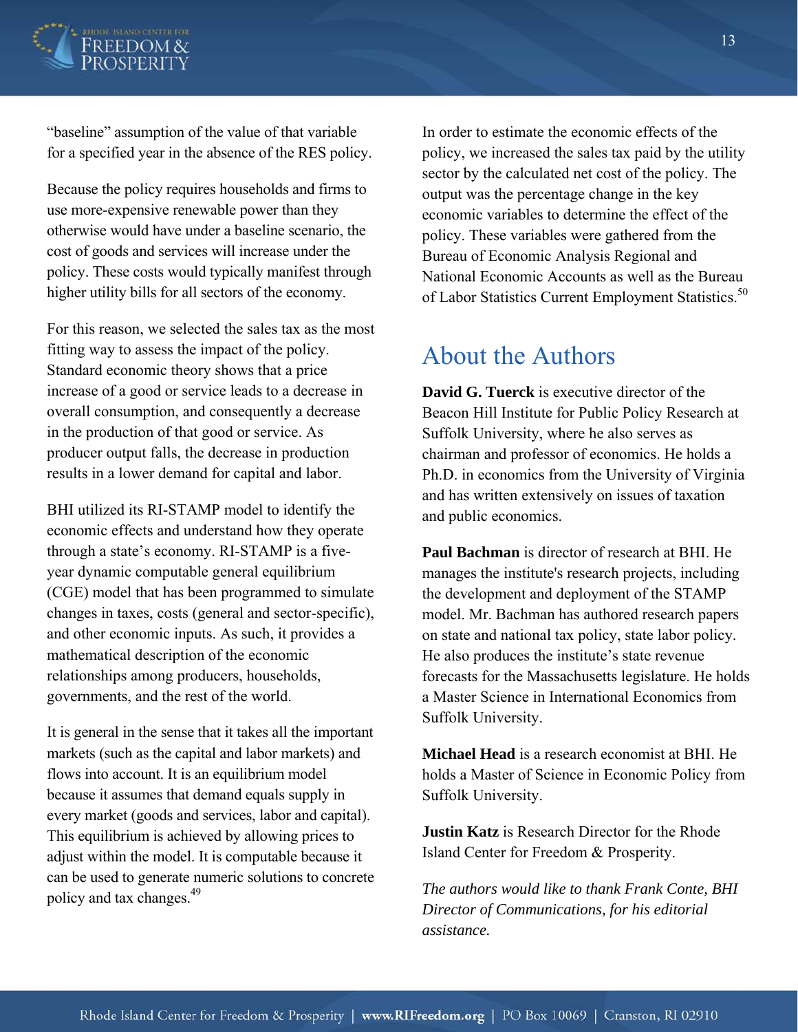"baseline" assumption of the value of that variable for a specified year in the absence of the RES policy.

Because the policy requires households and firms to use more-expensive renewable power than they otherwise would have under a baseline scenario, the cost of goods and services will increase under the policy. These costs would typically manifest through higher utility bills for all sectors of the economy.

For this reason, we selected the sales tax as the most fitting way to assess the impact of the policy. Standard economic theory shows that a price increase of a good or service leads to a decrease in overall consumption, and consequently a decrease in the production of that good or service. As producer output falls, the decrease in production results in a lower demand for capital and labor.

BHI utilized its RI-STAMP model to identify the economic effects and understand how they operate through a state's economy. RI-STAMP is a five-year dynamic computable general equilibrium (CGE) model that has been programmed to simulate changes in taxes, costs (general and sector-specific), and other economic inputs. As such, it provides a mathematical description of the economic relationships among producers, households, governments, and the rest of the world.

It is general in the sense that it takes all the important markets (such as the capital and labor markets) and flows into account. It is an equilibrium model because it assumes that demand equals supply in every market (goods and services, labor and capital). This equilibrium is achieved by allowing prices to adjust within the model. It is computable because it can be used to generate numeric solutions to concrete policy and tax changes.[49]

In order to estimate the economic effects of the policy, we increased the sales tax paid by the utility sector by the calculated net cost of the policy. The output was the percentage change in the key economic variables to determine the effect of the policy. These variables were gathered from the Bureau of Economic Analysis Regional and National Economic Accounts as well as the Bureau of Labor Statistics Current Employment Statistics.[50]

## About the Authors

**David G. Tuerck** is executive director of the Beacon Hill Institute for Public Policy Research at Suffolk University, where he also serves as chairman and professor of economics. He holds a Ph.D. in economics from the University of Virginia and has written extensively on issues of taxation and public economics.

**Paul Bachman** is director of research at BHI. He manages the institute's research projects, including the development and deployment of the STAMP model. Mr. Bachman has authored research papers on state and national tax policy, state labor policy. He also produces the institute's state revenue forecasts for the Massachusetts legislature. He holds a Master Science in International Economics from Suffolk University.

**Michael Head** is a research economist at BHI. He holds a Master of Science in Economic Policy from Suffolk University.

**Justin Katz** is Research Director for the Rhode Island Center for Freedom & Prosperity.

*The authors would like to thank Frank Conte, BHI Director of Communications, for his editorial assistance.*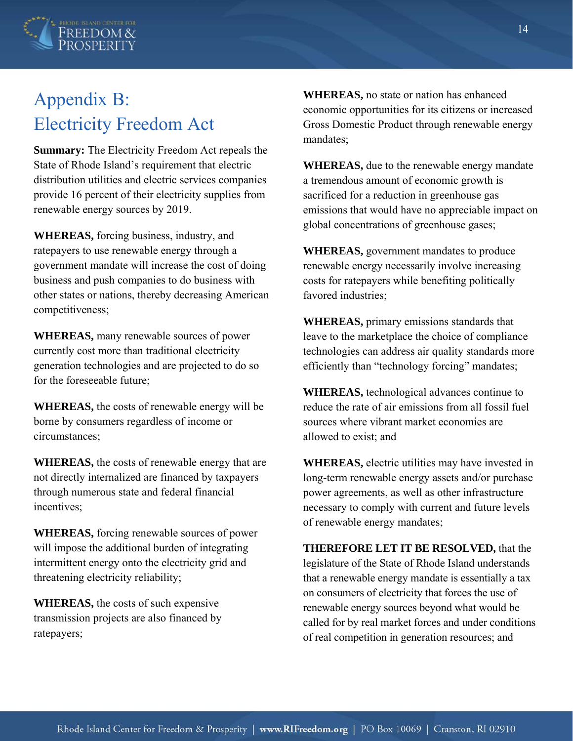# Appendix B: Electricity Freedom Act

**Summary:** The Electricity Freedom Act repeals the State of Rhode Island's requirement that electric distribution utilities and electric services companies provide 16 percent of their electricity supplies from renewable energy sources by 2019.

**WHEREAS,** forcing business, industry, and ratepayers to use renewable energy through a government mandate will increase the cost of doing business and push companies to do business with other states or nations, thereby decreasing American competitiveness;

**WHEREAS,** many renewable sources of power currently cost more than traditional electricity generation technologies and are projected to do so for the foreseeable future;

**WHEREAS,** the costs of renewable energy will be borne by consumers regardless of income or circumstances;

**WHEREAS,** the costs of renewable energy that are not directly internalized are financed by taxpayers through numerous state and federal financial incentives;

**WHEREAS,** forcing renewable sources of power will impose the additional burden of integrating intermittent energy onto the electricity grid and threatening electricity reliability;

**WHEREAS,** the costs of such expensive transmission projects are also financed by ratepayers;

**WHEREAS,** no state or nation has enhanced economic opportunities for its citizens or increased Gross Domestic Product through renewable energy mandates;

**WHEREAS,** due to the renewable energy mandate a tremendous amount of economic growth is sacrificed for a reduction in greenhouse gas emissions that would have no appreciable impact on global concentrations of greenhouse gases;

**WHEREAS,** government mandates to produce renewable energy necessarily involve increasing costs for ratepayers while benefiting politically favored industries;

**WHEREAS,** primary emissions standards that leave to the marketplace the choice of compliance technologies can address air quality standards more efficiently than "technology forcing" mandates;

**WHEREAS,** technological advances continue to reduce the rate of air emissions from all fossil fuel sources where vibrant market economies are allowed to exist; and

**WHEREAS,** electric utilities may have invested in long-term renewable energy assets and/or purchase power agreements, as well as other infrastructure necessary to comply with current and future levels of renewable energy mandates;

**THEREFORE LET IT BE RESOLVED,** that the legislature of the State of Rhode Island understands that a renewable energy mandate is essentially a tax on consumers of electricity that forces the use of renewable energy sources beyond what would be called for by real market forces and under conditions of real competition in generation resources; and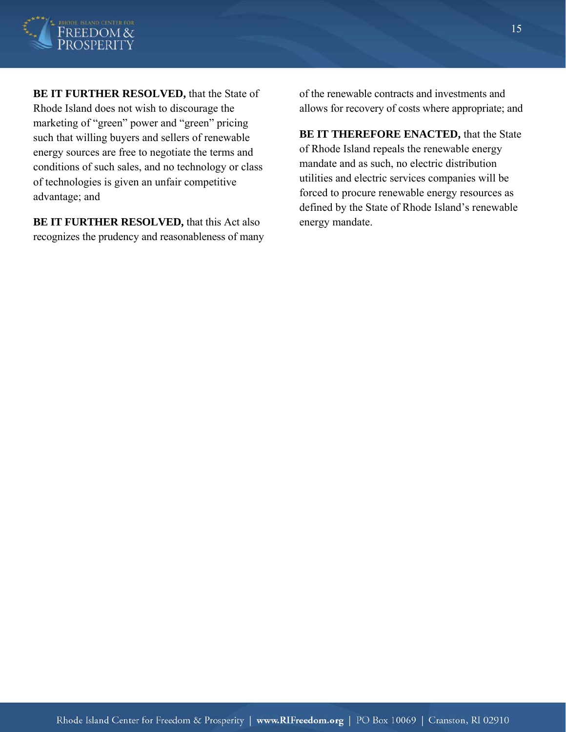**BE IT FURTHER RESOLVED,** that the State of Rhode Island does not wish to discourage the marketing of “green” power and “green” pricing such that willing buyers and sellers of renewable energy sources are free to negotiate the terms and conditions of such sales, and no technology or class of technologies is given an unfair competitive advantage; and

**BE IT FURTHER RESOLVED,** that this Act also recognizes the prudency and reasonableness of many of the renewable contracts and investments and allows for recovery of costs where appropriate; and

**BE IT THEREFORE ENACTED,** that the State of Rhode Island repeals the renewable energy mandate and as such, no electric distribution utilities and electric services companies will be forced to procure renewable energy resources as defined by the State of Rhode Island’s renewable energy mandate.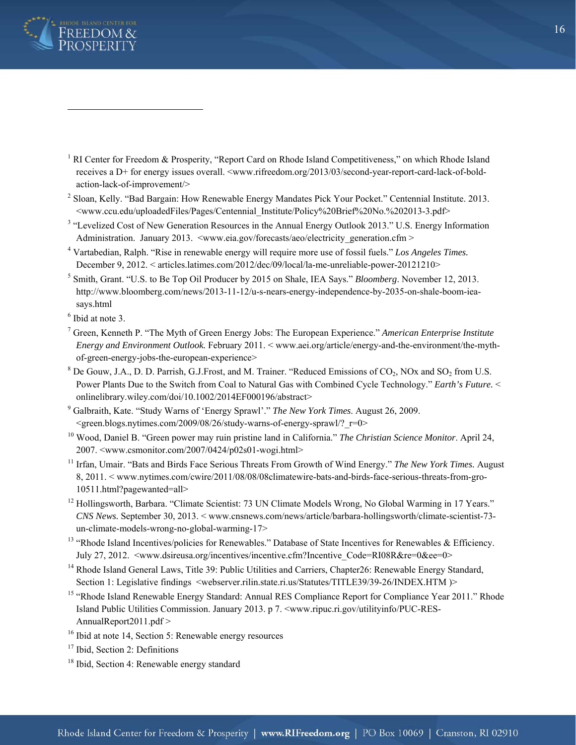[1] RI Center for Freedom & Prosperity, "Report Card on Rhode Island Competitiveness," on which Rhode Island receives a D+ for energy issues overall. <www.rifreedom.org/2013/03/second-year-report-card-lack-of-bold-action-lack-of-improvement/>

[2] Sloan, Kelly. "Bad Bargain: How Renewable Energy Mandates Pick Your Pocket." Centennial Institute. 2013. <www.ccu.edu/uploadedFiles/Pages/Centennial_Institute/Policy%20Brief%20No.%202013-3.pdf>

[3] "Levelized Cost of New Generation Resources in the Annual Energy Outlook 2013." U.S. Energy Information Administration. January 2013. <www.eia.gov/forecasts/aeo/electricity_generation.cfm >

[4] Vartabedian, Ralph. "Rise in renewable energy will require more use of fossil fuels." *Los Angeles Times.* December 9, 2012. < articles.latimes.com/2012/dec/09/local/la-me-unreliable-power-20121210>

[5] Smith, Grant. "U.S. to Be Top Oil Producer by 2015 on Shale, IEA Says." *Bloomberg*. November 12, 2013. http://www.bloomberg.com/news/2013-11-12/u-s-nears-energy-independence-by-2035-on-shale-boom-iea-says.html

[6] Ibid at note 3.

[7] Green, Kenneth P. "The Myth of Green Energy Jobs: The European Experience." *American Enterprise Institute Energy and Environment Outlook.* February 2011. < www.aei.org/article/energy-and-the-environment/the-myth-of-green-energy-jobs-the-european-experience>

[8] De Gouw, J.A., D. D. Parrish, G.J.Frost, and M. Trainer. "Reduced Emissions of $CO_2$, NOx and $SO_2$ from U.S. Power Plants Due to the Switch from Coal to Natural Gas with Combined Cycle Technology." *Earth's Future.* < onlinelibrary.wiley.com/doi/10.1002/2014EF000196/abstract>

[9] Galbraith, Kate. "Study Warns of 'Energy Sprawl'." *The New York Times*. August 26, 2009. <green.blogs.nytimes.com/2009/08/26/study-warns-of-energy-sprawl/?_r=0>

[10] Wood, Daniel B. "Green power may ruin pristine land in California." *The Christian Science Monitor*. April 24, 2007. <www.csmonitor.com/2007/0424/p02s01-wogi.html>

[11] Irfan, Umair. "Bats and Birds Face Serious Threats From Growth of Wind Energy." *The New York Times.* August 8, 2011. < www.nytimes.com/cwire/2011/08/08/08climatewire-bats-and-birds-face-serious-threats-from-gro-10511.html?pagewanted=all>

[12] Hollingsworth, Barbara. "Climate Scientist: 73 UN Climate Models Wrong, No Global Warming in 17 Years." *CNS News.* September 30, 2013. < www.cnsnews.com/news/article/barbara-hollingsworth/climate-scientist-73-un-climate-models-wrong-no-global-warming-17>

[13] "Rhode Island Incentives/policies for Renewables." Database of State Incentives for Renewables & Efficiency. July 27, 2012. <www.dsireusa.org/incentives/incentive.cfm?Incentive_Code=RI08R&re=0&ee=0>

[14] Rhode Island General Laws, Title 39: Public Utilities and Carriers, Chapter26: Renewable Energy Standard, Section 1: Legislative findings <webserver.rilin.state.ri.us/Statutes/TITLE39/39-26/INDEX.HTM )>

[15] "Rhode Island Renewable Energy Standard: Annual RES Compliance Report for Compliance Year 2011." Rhode Island Public Utilities Commission. January 2013. p 7. <www.ripuc.ri.gov/utilityinfo/PUC-RES-AnnualReport2011.pdf >

[16] Ibid at note 14, Section 5: Renewable energy resources

[17] Ibid, Section 2: Definitions

[18] Ibid, Section 4: Renewable energy standard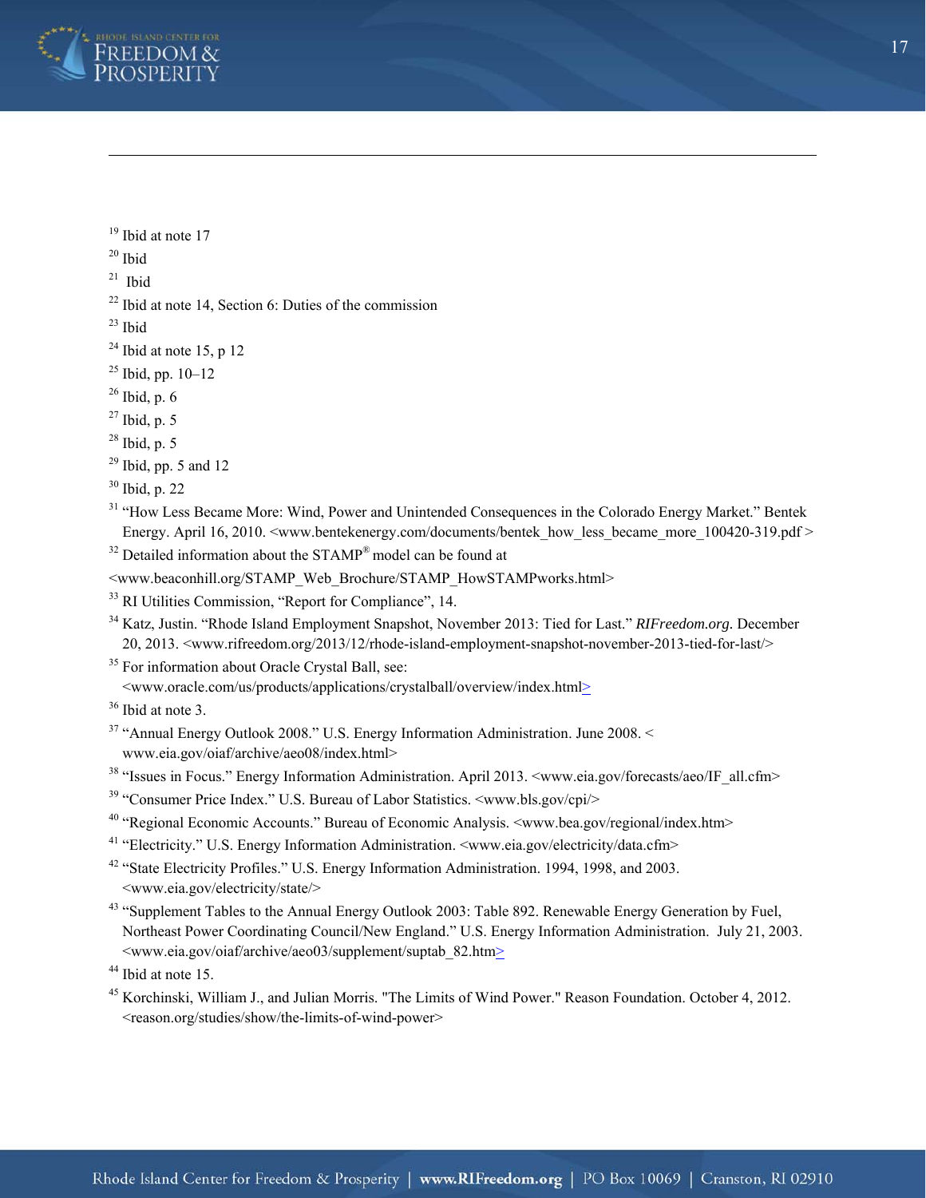[19] Ibid at note 17

[20] Ibid

[21] Ibid

[22] Ibid at note 14, Section 6: Duties of the commission

[23] Ibid

[24] Ibid at note 15, p 12

[25] Ibid, pp. 10–12

[26] Ibid, p. 6

[27] Ibid, p. 5

[28] Ibid, p. 5

[29] Ibid, pp. 5 and 12

[30] Ibid, p. 22

[31] "How Less Became More: Wind, Power and Unintended Consequences in the Colorado Energy Market." Bentek Energy. April 16, 2010. <www.bentekenergy.com/documents/bentek_how_less_became_more_100420-319.pdf >

[32] Detailed information about the STAMP® model can be found at <www.beaconhill.org/STAMP_Web_Brochure/STAMP_HowSTAMPworks.html>

[33] RI Utilities Commission, "Report for Compliance", 14.

[34] Katz, Justin. "Rhode Island Employment Snapshot, November 2013: Tied for Last." *RIFreedom.org*. December 20, 2013. <www.rifreedom.org/2013/12/rhode-island-employment-snapshot-november-2013-tied-for-last/>

[35] For information about Oracle Crystal Ball, see: <www.oracle.com/us/products/applications/crystalball/overview/index.html>

[36] Ibid at note 3.

[37] "Annual Energy Outlook 2008." U.S. Energy Information Administration. June 2008. < www.eia.gov/oiaf/archive/aeo08/index.html>

[38] "Issues in Focus." Energy Information Administration. April 2013. <www.eia.gov/forecasts/aeo/IF_all.cfm>

[39] "Consumer Price Index." U.S. Bureau of Labor Statistics. <www.bls.gov/cpi/>

[40] "Regional Economic Accounts." Bureau of Economic Analysis. <www.bea.gov/regional/index.htm>

[41] "Electricity." U.S. Energy Information Administration. <www.eia.gov/electricity/data.cfm>

[42] "State Electricity Profiles." U.S. Energy Information Administration. 1994, 1998, and 2003. <www.eia.gov/electricity/state/>

[43] "Supplement Tables to the Annual Energy Outlook 2003: Table 892. Renewable Energy Generation by Fuel, Northeast Power Coordinating Council/New England." U.S. Energy Information Administration. July 21, 2003. <www.eia.gov/oiaf/archive/aeo03/supplement/suptab_82.htm>

[44] Ibid at note 15.

[45] Korchinski, William J., and Julian Morris. "The Limits of Wind Power." Reason Foundation. October 4, 2012. <reason.org/studies/show/the-limits-of-wind-power>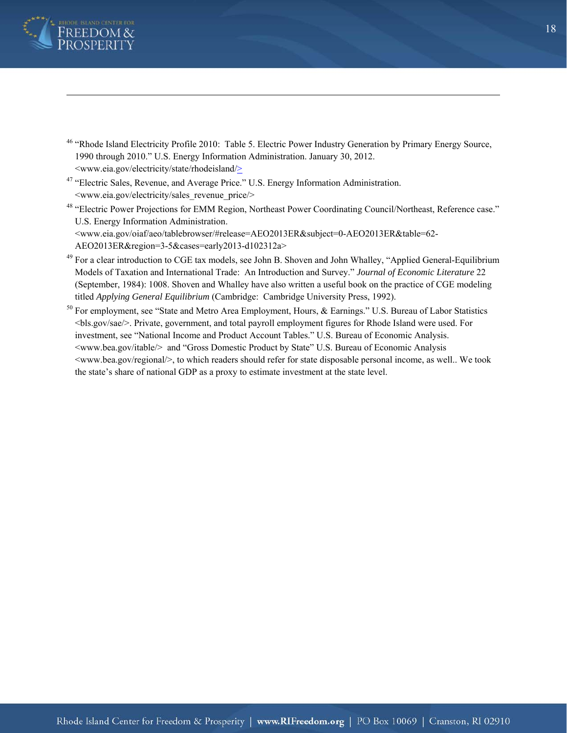[46] "Rhode Island Electricity Profile 2010: Table 5. Electric Power Industry Generation by Primary Energy Source, 1990 through 2010." U.S. Energy Information Administration. January 30, 2012. <www.eia.gov/electricity/state/rhodeisland/>

[47] "Electric Sales, Revenue, and Average Price." U.S. Energy Information Administration. <www.eia.gov/electricity/sales_revenue_price/>

[48] "Electric Power Projections for EMM Region, Northeast Power Coordinating Council/Northeast, Reference case." U.S. Energy Information Administration. <www.eia.gov/oiaf/aeo/tablebrowser/#release=AEO2013ER&subject=0-AEO2013ER&table=62-AEO2013ER&region=3-5&cases=early2013-d102312a>

[49] For a clear introduction to CGE tax models, see John B. Shoven and John Whalley, "Applied General-Equilibrium Models of Taxation and International Trade: An Introduction and Survey." *Journal of Economic Literature* 22 (September, 1984): 1008. Shoven and Whalley have also written a useful book on the practice of CGE modeling titled *Applying General Equilibrium* (Cambridge: Cambridge University Press, 1992).

[50] For employment, see "State and Metro Area Employment, Hours, & Earnings." U.S. Bureau of Labor Statistics <bls.gov/sae/>. Private, government, and total payroll employment figures for Rhode Island were used. For investment, see "National Income and Product Account Tables." U.S. Bureau of Economic Analysis. <www.bea.gov/itable/> and "Gross Domestic Product by State" U.S. Bureau of Economic Analysis <www.bea.gov/regional/>, to which readers should refer for state disposable personal income, as well.. We took the state's share of national GDP as a proxy to estimate investment at the state level.